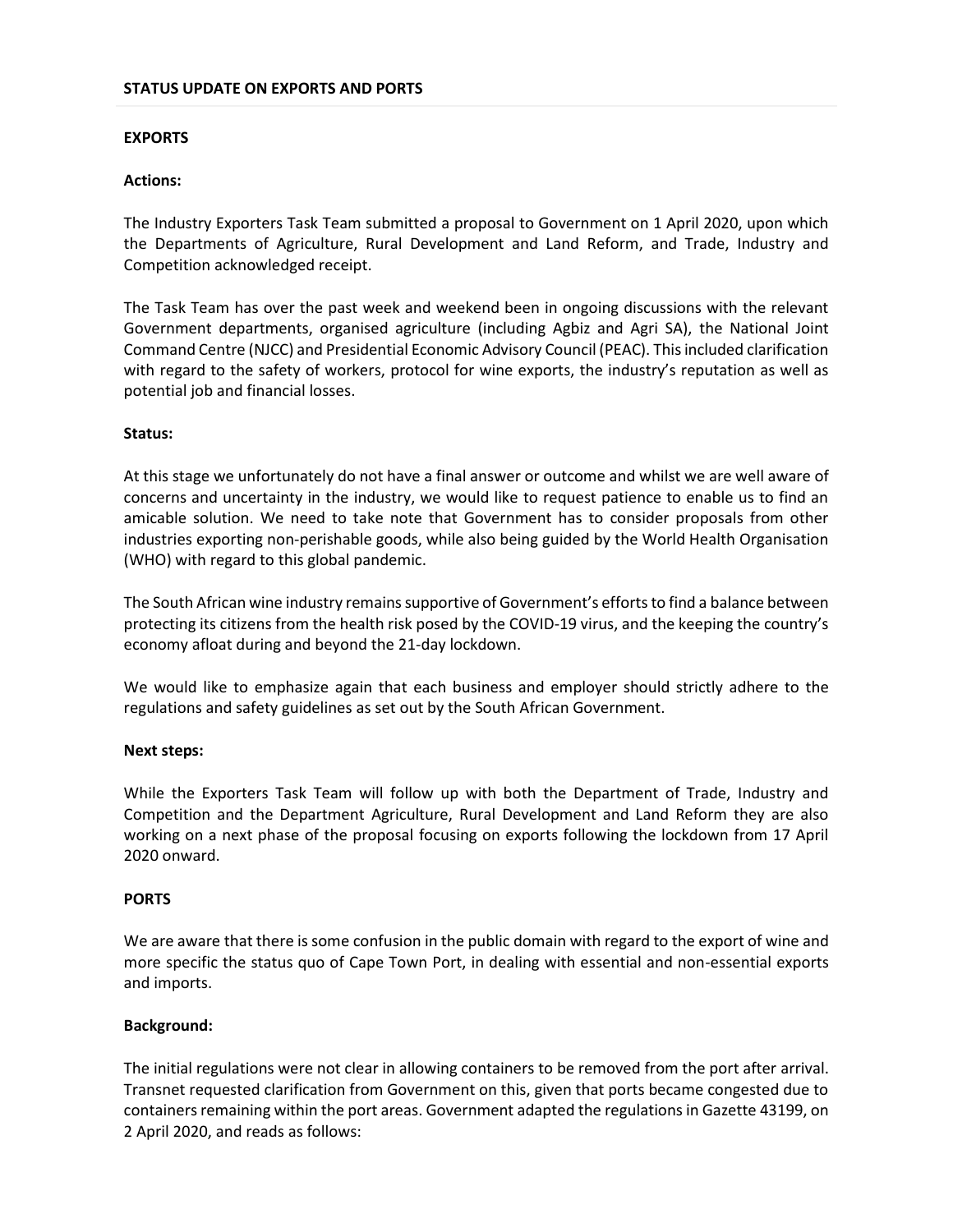## STATUS UPDATE ON EXPORTS AND PORTS

### EXPORTS

**Actions:**

The Industry Exporters Task Team submitted a proposal to Government on 1 April 2020, upon which the Departments of Agriculture, Rural Development and Land Reform, and Trade, Industry and Competition acknowledged receipt.

The Task Team has over the past week and weekend been in ongoing discussions with the relevant Government departments, organised agriculture (including Agbiz and Agri SA), the National Joint Command Centre (NJCC) and Presidential Economic Advisory Council (PEAC). This included clarification with regard to the safety of workers, protocol for wine exports, the industry's reputation as well as potential job and financial losses.

**Status:**

At this stage we unfortunately do not have a final answer or outcome and whilst we are well aware of concerns and uncertainty in the industry, we would like to request patience to enable us to find an amicable solution. We need to take note that Government has to consider proposals from other industries exporting non-perishable goods, while also being guided by the World Health Organisation (WHO) with regard to this global pandemic.

The South African wine industry remains supportive of Government's efforts to find a balance between protecting its citizens from the health risk posed by the COVID-19 virus, and the keeping the country's economy afloat during and beyond the 21-day lockdown.

We would like to emphasize again that each business and employer should strictly adhere to the regulations and safety guidelines as set out by the South African Government.

**Next steps:**

While the Exporters Task Team will follow up with both the Department of Trade, Industry and Competition and the Department Agriculture, Rural Development and Land Reform they are also working on a next phase of the proposal focusing on exports following the lockdown from 17 April 2020 onward.

### PORTS

We are aware that there is some confusion in the public domain with regard to the export of wine and more specific the status quo of Cape Town Port, in dealing with essential and non-essential exports and imports.

**Background:**

The initial regulations were not clear in allowing containers to be removed from the port after arrival. Transnet requested clarification from Government on this, given that ports became congested due to containers remaining within the port areas. Government adapted the regulations in Gazette 43199, on 2 April 2020, and reads as follows: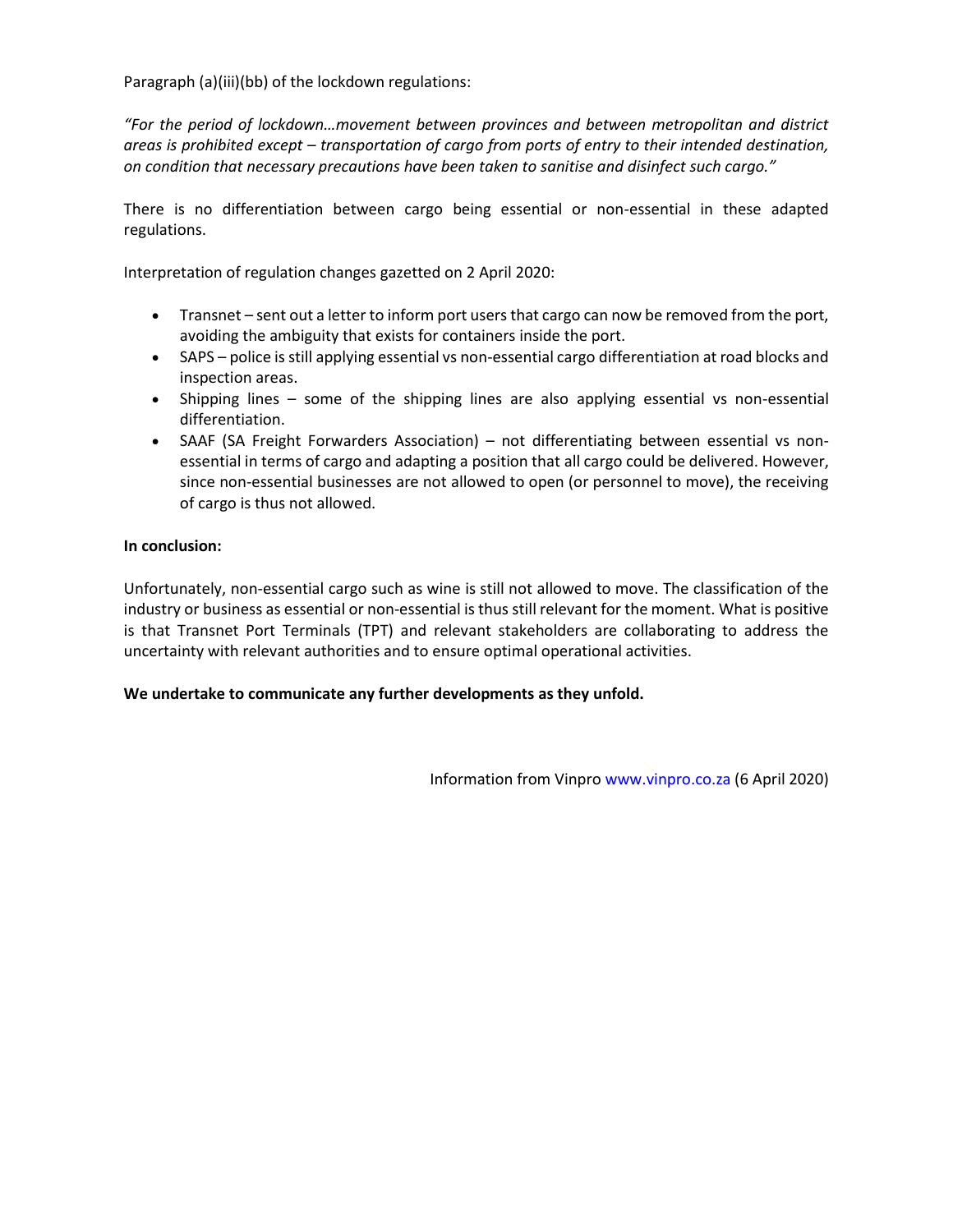Paragraph (a)(iii)(bb) of the lockdown regulations:

*"For the period of lockdown…movement between provinces and between metropolitan and district areas is prohibited except – transportation of cargo from ports of entry to their intended destination, on condition that necessary precautions have been taken to sanitise and disinfect such cargo."*

There is no differentiation between cargo being essential or non-essential in these adapted regulations.

Interpretation of regulation changes gazetted on 2 April 2020:

- Transnet – sent out a letter to inform port users that cargo can now be removed from the port, avoiding the ambiguity that exists for containers inside the port.
- SAPS – police is still applying essential vs non-essential cargo differentiation at road blocks and inspection areas.
- Shipping lines – some of the shipping lines are also applying essential vs non-essential differentiation.
- SAAF (SA Freight Forwarders Association) – not differentiating between essential vs non-essential in terms of cargo and adapting a position that all cargo could be delivered. However, since non-essential businesses are not allowed to open (or personnel to move), the receiving of cargo is thus not allowed.

**In conclusion:**

Unfortunately, non-essential cargo such as wine is still not allowed to move. The classification of the industry or business as essential or non-essential is thus still relevant for the moment. What is positive is that Transnet Port Terminals (TPT) and relevant stakeholders are collaborating to address the uncertainty with relevant authorities and to ensure optimal operational activities.

**We undertake to communicate any further developments as they unfold.**

Information from Vinpro www.vinpro.co.za (6 April 2020)